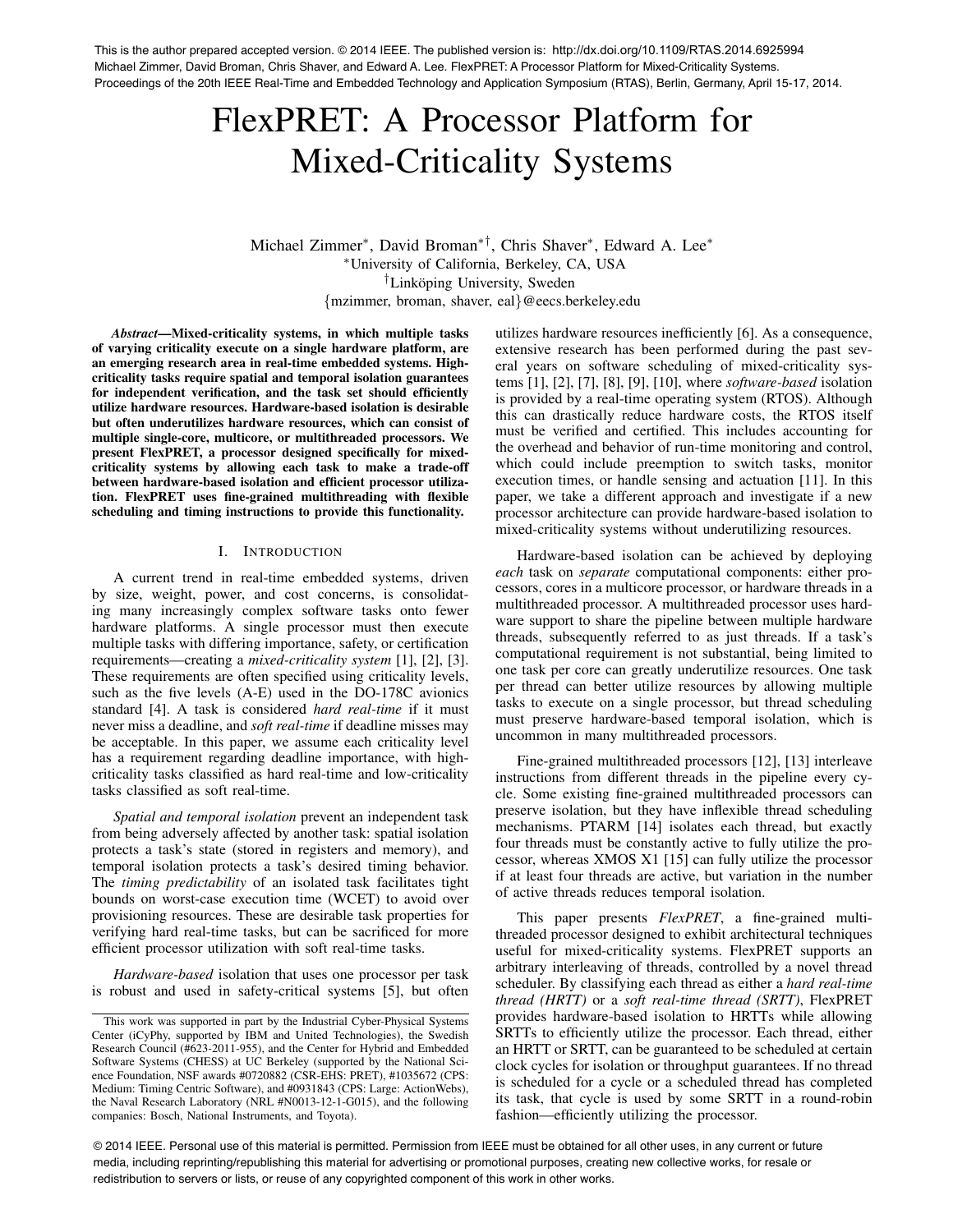This is the author prepared accepted version. © 2014 IEEE. The published version is: http://dx.doi.org/10.1109/RTAS.2014.6925994
Michael Zimmer, David Broman, Chris Shaver, and Edward A. Lee. FlexPRET: A Processor Platform for Mixed-Criticality Systems.
Proceedings of the 20th IEEE Real-Time and Embedded Technology and Application Symposium (RTAS), Berlin, Germany, April 15-17, 2014.

# FlexPRET: A Processor Platform for Mixed-Criticality Systems

Michael Zimmer[*], David Broman[*†], Chris Shaver[*], Edward A. Lee[*]

[*]University of California, Berkeley, CA, USA

[†]Linköping University, Sweden

{mzimmer, broman, shaver, eal}@eecs.berkeley.edu

***Abstract*—Mixed-criticality systems, in which multiple tasks of varying criticality execute on a single hardware platform, are an emerging research area in real-time embedded systems. High-criticality tasks require spatial and temporal isolation guarantees for independent verification, and the task set should efficiently utilize hardware resources. Hardware-based isolation is desirable but often underutilizes hardware resources, which can consist of multiple single-core, multicore, or multithreaded processors. We present FlexPRET, a processor designed specifically for mixed-criticality systems by allowing each task to make a trade-off between hardware-based isolation and efficient processor utilization. FlexPRET uses fine-grained multithreading with flexible scheduling and timing instructions to provide this functionality.**

## I. INTRODUCTION

A current trend in real-time embedded systems, driven by size, weight, power, and cost concerns, is consolidating many increasingly complex software tasks onto fewer hardware platforms. A single processor must then execute multiple tasks with differing importance, safety, or certification requirements—creating a *mixed-criticality system* [1], [2], [3]. These requirements are often specified using criticality levels, such as the five levels (A-E) used in the DO-178C avionics standard [4]. A task is considered *hard real-time* if it must never miss a deadline, and *soft real-time* if deadline misses may be acceptable. In this paper, we assume each criticality level has a requirement regarding deadline importance, with high-criticality tasks classified as hard real-time and low-criticality tasks classified as soft real-time.

*Spatial and temporal isolation* prevent an independent task from being adversely affected by another task: spatial isolation protects a task's state (stored in registers and memory), and temporal isolation protects a task's desired timing behavior. The *timing predictability* of an isolated task facilitates tight bounds on worst-case execution time (WCET) to avoid over provisioning resources. These are desirable task properties for verifying hard real-time tasks, but can be sacrificed for more efficient processor utilization with soft real-time tasks.

*Hardware-based* isolation that uses one processor per task is robust and used in safety-critical systems [5], but often utilizes hardware resources inefficiently [6]. As a consequence, extensive research has been performed during the past several years on software scheduling of mixed-criticality systems [1], [2], [7], [8], [9], [10], where *software-based* isolation is provided by a real-time operating system (RTOS). Although this can drastically reduce hardware costs, the RTOS itself must be verified and certified. This includes accounting for the overhead and behavior of run-time monitoring and control, which could include preemption to switch tasks, monitor execution times, or handle sensing and actuation [11]. In this paper, we take a different approach and investigate if a new processor architecture can provide hardware-based isolation to mixed-criticality systems without underutilizing resources.

Hardware-based isolation can be achieved by deploying *each* task on *separate* computational components: either processors, cores in a multicore processor, or hardware threads in a multithreaded processor. A multithreaded processor uses hardware support to share the pipeline between multiple hardware threads, subsequently referred to as just threads. If a task's computational requirement is not substantial, being limited to one task per core can greatly underutilize resources. One task per thread can better utilize resources by allowing multiple tasks to execute on a single processor, but thread scheduling must preserve hardware-based temporal isolation, which is uncommon in many multithreaded processors.

Fine-grained multithreaded processors [12], [13] interleave instructions from different threads in the pipeline every cycle. Some existing fine-grained multithreaded processors can preserve isolation, but they have inflexible thread scheduling mechanisms. PTARM [14] isolates each thread, but exactly four threads must be constantly active to fully utilize the processor, whereas XMOS X1 [15] can fully utilize the processor if at least four threads are active, but variation in the number of active threads reduces temporal isolation.

This paper presents *FlexPRET*, a fine-grained multithreaded processor designed to exhibit architectural techniques useful for mixed-criticality systems. FlexPRET supports an arbitrary interleaving of threads, controlled by a novel thread scheduler. By classifying each thread as either a *hard real-time thread (HRTT)* or a *soft real-time thread (SRTT)*, FlexPRET provides hardware-based isolation to HRTTs while allowing SRTTs to efficiently utilize the processor. Each thread, either an HRTT or SRTT, can be guaranteed to be scheduled at certain clock cycles for isolation or throughput guarantees. If no thread is scheduled for a cycle or a scheduled thread has completed its task, that cycle is used by some SRTT in a round-robin fashion—efficiently utilizing the processor.

This work was supported in part by the Industrial Cyber-Physical Systems Center (iCyPhy, supported by IBM and United Technologies), the Swedish Research Council (#623-2011-955), and the Center for Hybrid and Embedded Software Systems (CHESS) at UC Berkeley (supported by the National Science Foundation, NSF awards #0720882 (CSR-EHS: PRET), #1035672 (CPS: Medium: Timing Centric Software), and #0931843 (CPS: Large: ActionWebs), the Naval Research Laboratory (NRL #N0013-12-1-G015), and the following companies: Bosch, National Instruments, and Toyota).

© 2014 IEEE. Personal use of this material is permitted. Permission from IEEE must be obtained for all other uses, in any current or future media, including reprinting/republishing this material for advertising or promotional purposes, creating new collective works, for resale or redistribution to servers or lists, or reuse of any copyrighted component of this work in other works.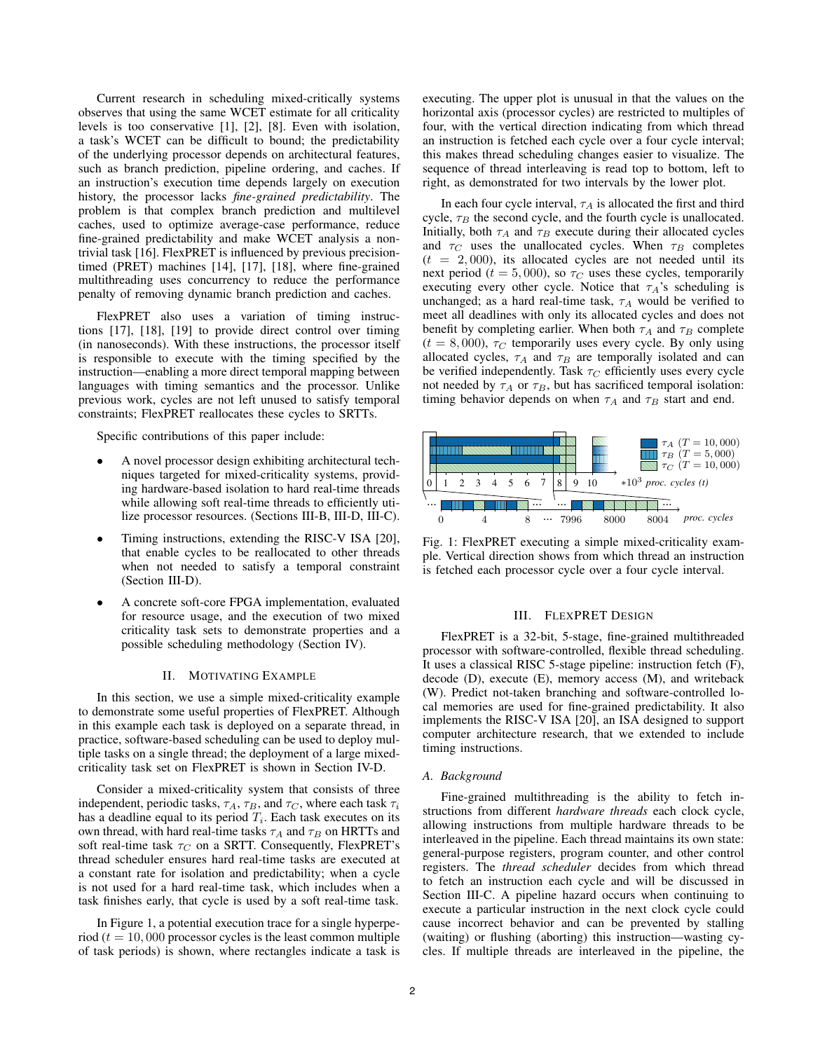Current research in scheduling mixed-critically systems observes that using the same WCET estimate for all criticality levels is too conservative [1], [2], [8]. Even with isolation, a task's WCET can be difficult to bound; the predictability of the underlying processor depends on architectural features, such as branch prediction, pipeline ordering, and caches. If an instruction's execution time depends largely on execution history, the processor lacks *fine-grained predictability*. The problem is that complex branch prediction and multilevel caches, used to optimize average-case performance, reduce fine-grained predictability and make WCET analysis a non-trivial task [16]. FlexPRET is influenced by previous precision-timed (PRET) machines [14], [17], [18], where fine-grained multithreading uses concurrency to reduce the performance penalty of removing dynamic branch prediction and caches.

FlexPRET also uses a variation of timing instructions [17], [18], [19] to provide direct control over timing (in nanoseconds). With these instructions, the processor itself is responsible to execute with the timing specified by the instruction—enabling a more direct temporal mapping between languages with timing semantics and the processor. Unlike previous work, cycles are not left unused to satisfy temporal constraints; FlexPRET reallocates these cycles to SRTTs.

Specific contributions of this paper include:

- A novel processor design exhibiting architectural techniques targeted for mixed-criticality systems, providing hardware-based isolation to hard real-time threads while allowing soft real-time threads to efficiently utilize processor resources. (Sections III-B, III-D, III-C).
- Timing instructions, extending the RISC-V ISA [20], that enable cycles to be reallocated to other threads when not needed to satisfy a temporal constraint (Section III-D).
- A concrete soft-core FPGA implementation, evaluated for resource usage, and the execution of two mixed criticality task sets to demonstrate properties and a possible scheduling methodology (Section IV).

## II. Motivating Example

In this section, we use a simple mixed-criticality example to demonstrate some useful properties of FlexPRET. Although in this example each task is deployed on a separate thread, in practice, software-based scheduling can be used to deploy multiple tasks on a single thread; the deployment of a large mixed-criticality task set on FlexPRET is shown in Section IV-D.

Consider a mixed-criticality system that consists of three independent, periodic tasks, $\tau_A$, $\tau_B$, and $\tau_C$, where each task $\tau_i$ has a deadline equal to its period $T_i$. Each task executes on its own thread, with hard real-time tasks $\tau_A$ and $\tau_B$ on HRTTs and soft real-time task $\tau_C$ on a SRTT. Consequently, FlexPRET's thread scheduler ensures hard real-time tasks are executed at a constant rate for isolation and predictability; when a cycle is not used for a hard real-time task, which includes when a task finishes early, that cycle is used by a soft real-time task.

In Figure 1, a potential execution trace for a single hyperperiod ($t = 10,000$ processor cycles is the least common multiple of task periods) is shown, where rectangles indicate a task is executing. The upper plot is unusual in that the values on the horizontal axis (processor cycles) are restricted to multiples of four, with the vertical direction indicating from which thread an instruction is fetched each cycle over a four cycle interval; this makes thread scheduling changes easier to visualize. The sequence of thread interleaving is read top to bottom, left to right, as demonstrated for two intervals by the lower plot.

In each four cycle interval, $\tau_A$ is allocated the first and third cycle, $\tau_B$ the second cycle, and the fourth cycle is unallocated. Initially, both $\tau_A$ and $\tau_B$ execute during their allocated cycles and $\tau_C$ uses the unallocated cycles. When $\tau_B$ completes ($t = 2,000$), its allocated cycles are not needed until its next period ($t = 5,000$), so $\tau_C$ uses these cycles, temporarily executing every other cycle. Notice that $\tau_A$'s scheduling is unchanged; as a hard real-time task, $\tau_A$ would be verified to meet all deadlines with only its allocated cycles and does not benefit by completing earlier. When both $\tau_A$ and $\tau_B$ complete ($t = 8,000$), $\tau_C$ temporarily uses every cycle. By only using allocated cycles, $\tau_A$ and $\tau_B$ are temporally isolated and can be verified independently. Task $\tau_C$ efficiently uses every cycle not needed by $\tau_A$ or $\tau_B$, but has sacrificed temporal isolation: timing behavior depends on when $\tau_A$ and $\tau_B$ start and end.

$\tau_A$ ($T = 10,000$)
$\tau_B$ ($T = 5,000$)
$\tau_C$ ($T = 10,000$)
0 1 2 3 4 5 6 7 8 9 10 $*10^3$ *proc. cycles (t)*
0 4 8 ··· 7996 8000 8004 *proc. cycles*

Fig. 1: FlexPRET executing a simple mixed-criticality example. Vertical direction shows from which thread an instruction is fetched each processor cycle over a four cycle interval.

## III. FlexPRET Design

FlexPRET is a 32-bit, 5-stage, fine-grained multithreaded processor with software-controlled, flexible thread scheduling. It uses a classical RISC 5-stage pipeline: instruction fetch (F), decode (D), execute (E), memory access (M), and writeback (W). Predict not-taken branching and software-controlled local memories are used for fine-grained predictability. It also implements the RISC-V ISA [20], an ISA designed to support computer architecture research, that we extended to include timing instructions.

### A. Background

Fine-grained multithreading is the ability to fetch instructions from different *hardware threads* each clock cycle, allowing instructions from multiple hardware threads to be interleaved in the pipeline. Each thread maintains its own state: general-purpose registers, program counter, and other control registers. The *thread scheduler* decides from which thread to fetch an instruction each cycle and will be discussed in Section III-C. A pipeline hazard occurs when continuing to execute a particular instruction in the next clock cycle could cause incorrect behavior and can be prevented by stalling (waiting) or flushing (aborting) this instruction—wasting cycles. If multiple threads are interleaved in the pipeline, the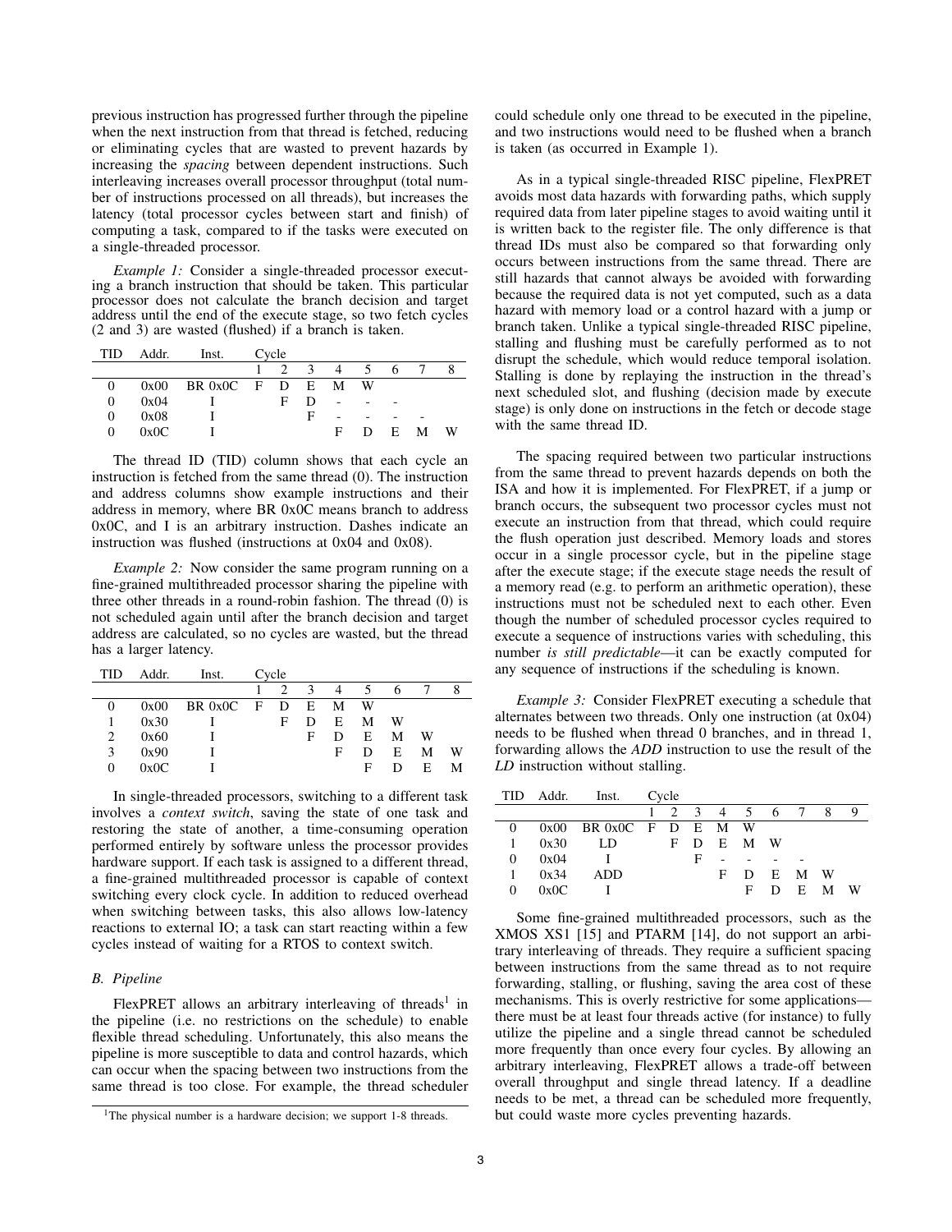previous instruction has progressed further through the pipeline when the next instruction from that thread is fetched, reducing or eliminating cycles that are wasted to prevent hazards by increasing the *spacing* between dependent instructions. Such interleaving increases overall processor throughput (total number of instructions processed on all threads), but increases the latency (total processor cycles between start and finish) of computing a task, compared to if the tasks were executed on a single-threaded processor.

*Example 1:* Consider a single-threaded processor executing a branch instruction that should be taken. This particular processor does not calculate the branch decision and target address until the end of the execute stage, so two fetch cycles (2 and 3) are wasted (flushed) if a branch is taken.

| TID | Addr. | Inst. | Cycle | | | | | | | |
|---|---|---|---|---|---|---|---|---|---|---|
| | | | 1 | 2 | 3 | 4 | 5 | 6 | 7 | 8 |
| 0 | 0x00 | BR 0x0C | F | D | E | M | W | | | |
| 0 | 0x04 | I | | F | D | - | - | - | | |
| 0 | 0x08 | I | | | F | - | - | - | - | |
| 0 | 0x0C | I | | | | F | D | E | M | W |

The thread ID (TID) column shows that each cycle an instruction is fetched from the same thread (0). The instruction and address columns show example instructions and their address in memory, where BR 0x0C means branch to address 0x0C, and I is an arbitrary instruction. Dashes indicate an instruction was flushed (instructions at 0x04 and 0x08).

*Example 2:* Now consider the same program running on a fine-grained multithreaded processor sharing the pipeline with three other threads in a round-robin fashion. The thread (0) is not scheduled again until after the branch decision and target address are calculated, so no cycles are wasted, but the thread has a larger latency.

| TID | Addr. | Inst. | Cycle | | | | | | | |
|---|---|---|---|---|---|---|---|---|---|---|
| | | | 1 | 2 | 3 | 4 | 5 | 6 | 7 | 8 |
| 0 | 0x00 | BR 0x0C | F | D | E | M | W | | | |
| 1 | 0x30 | I | | F | D | E | M | W | | |
| 2 | 0x60 | I | | | F | D | E | M | W | |
| 3 | 0x90 | I | | | | F | D | E | M | W |
| 0 | 0x0C | I | | | | | F | D | E | M |

In single-threaded processors, switching to a different task involves a *context switch*, saving the state of one task and restoring the state of another, a time-consuming operation performed entirely by software unless the processor provides hardware support. If each task is assigned to a different thread, a fine-grained multithreaded processor is capable of context switching every clock cycle. In addition to reduced overhead when switching between tasks, this also allows low-latency reactions to external IO; a task can start reacting within a few cycles instead of waiting for a RTOS to context switch.

### B. Pipeline

FlexPRET allows an arbitrary interleaving of threads[1] in the pipeline (i.e. no restrictions on the schedule) to enable flexible thread scheduling. Unfortunately, this also means the pipeline is more susceptible to data and control hazards, which can occur when the spacing between two instructions from the same thread is too close. For example, the thread scheduler could schedule only one thread to be executed in the pipeline, and two instructions would need to be flushed when a branch is taken (as occurred in Example 1).

[1]The physical number is a hardware decision; we support 1-8 threads.

As in a typical single-threaded RISC pipeline, FlexPRET avoids most data hazards with forwarding paths, which supply required data from later pipeline stages to avoid waiting until it is written back to the register file. The only difference is that thread IDs must also be compared so that forwarding only occurs between instructions from the same thread. There are still hazards that cannot always be avoided with forwarding because the required data is not yet computed, such as a data hazard with memory load or a control hazard with a jump or branch taken. Unlike a typical single-threaded RISC pipeline, stalling and flushing must be carefully performed as to not disrupt the schedule, which would reduce temporal isolation. Stalling is done by replaying the instruction in the thread's next scheduled slot, and flushing (decision made by execute stage) is only done on instructions in the fetch or decode stage with the same thread ID.

The spacing required between two particular instructions from the same thread to prevent hazards depends on both the ISA and how it is implemented. For FlexPRET, if a jump or branch occurs, the subsequent two processor cycles must not execute an instruction from that thread, which could require the flush operation just described. Memory loads and stores occur in a single processor cycle, but in the pipeline stage after the execute stage; if the execute stage needs the result of a memory read (e.g. to perform an arithmetic operation), these instructions must not be scheduled next to each other. Even though the number of scheduled processor cycles required to execute a sequence of instructions varies with scheduling, this number *is still predictable*—it can be exactly computed for any sequence of instructions if the scheduling is known.

*Example 3:* Consider FlexPRET executing a schedule that alternates between two threads. Only one instruction (at 0x04) needs to be flushed when thread 0 branches, and in thread 1, forwarding allows the *ADD* instruction to use the result of the *LD* instruction without stalling.

| TID | Addr. | Inst. | Cycle | | | | | | | | |
|---|---|---|---|---|---|---|---|---|---|---|---|
| | | | 1 | 2 | 3 | 4 | 5 | 6 | 7 | 8 | 9 |
| 0 | 0x00 | BR 0x0C | F | D | E | M | W | | | | |
| 1 | 0x30 | LD | | F | D | E | M | W | | | |
| 0 | 0x04 | I | | | F | - | - | - | - | | |
| 1 | 0x34 | ADD | | | | F | D | E | M | W | |
| 0 | 0x0C | I | | | | | F | D | E | M | W |

Some fine-grained multithreaded processors, such as the XMOS XS1 [15] and PTARM [14], do not support an arbitrary interleaving of threads. They require a sufficient spacing between instructions from the same thread as to not require forwarding, stalling, or flushing, saving the area cost of these mechanisms. This is overly restrictive for some applications—there must be at least four threads active (for instance) to fully utilize the pipeline and a single thread cannot be scheduled more frequently than once every four cycles. By allowing an arbitrary interleaving, FlexPRET allows a trade-off between overall throughput and single thread latency. If a deadline needs to be met, a thread can be scheduled more frequently, but could waste more cycles preventing hazards.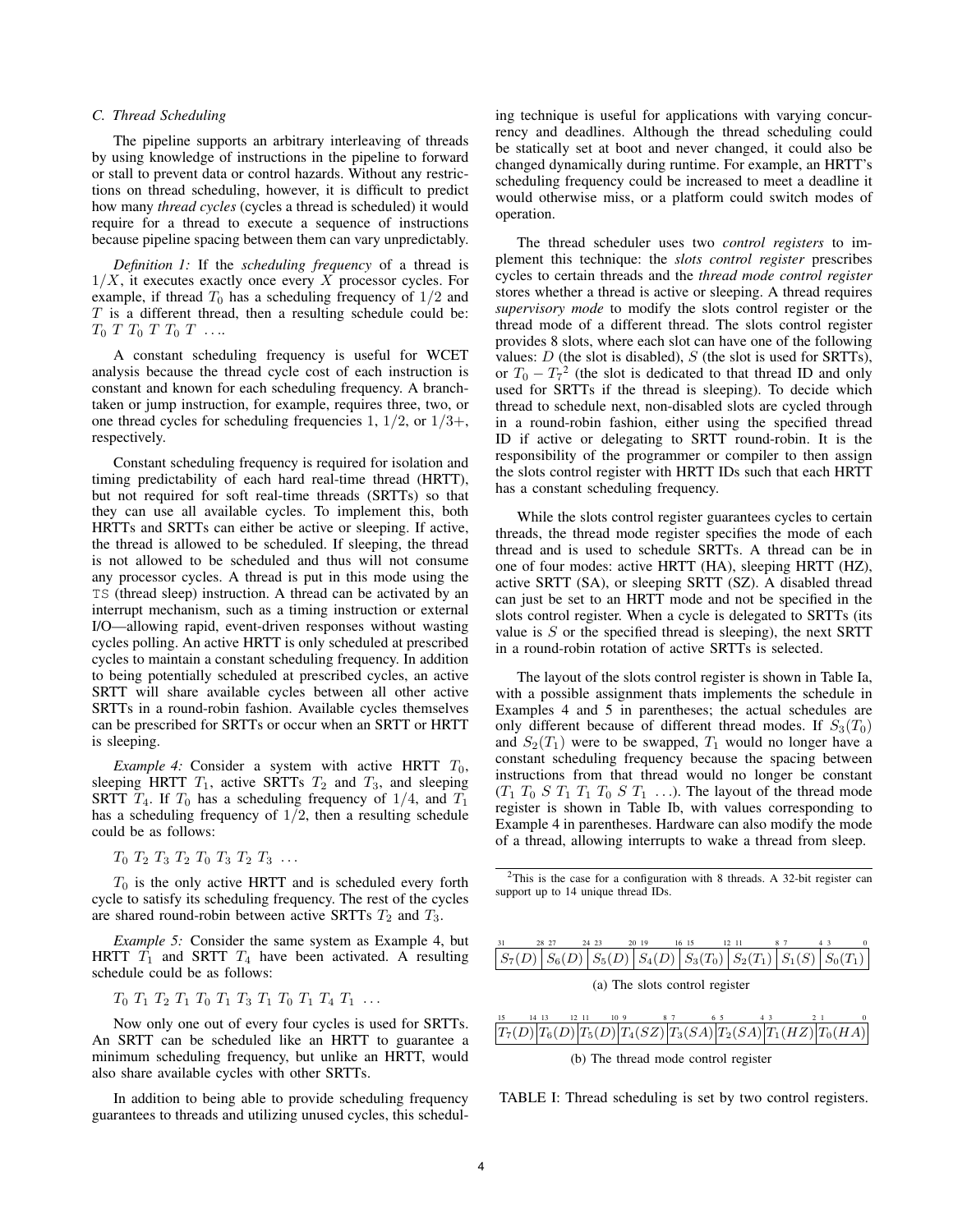### C. Thread Scheduling

The pipeline supports an arbitrary interleaving of threads by using knowledge of instructions in the pipeline to forward or stall to prevent data or control hazards. Without any restrictions on thread scheduling, however, it is difficult to predict how many *thread cycles* (cycles a thread is scheduled) it would require for a thread to execute a sequence of instructions because pipeline spacing between them can vary unpredictably.

*Definition 1:* If the *scheduling frequency* of a thread is $1/X$, it executes exactly once every $X$ processor cycles. For example, if thread $T_0$ has a scheduling frequency of $1/2$ and $T$ is a different thread, then a resulting schedule could be: $T_0\ T\ T_0\ T\ T_0\ T\ \ldots$.

A constant scheduling frequency is useful for WCET analysis because the thread cycle cost of each instruction is constant and known for each scheduling frequency. A branch-taken or jump instruction, for example, requires three, two, or one thread cycles for scheduling frequencies 1, $1/2$, or $1/3+$, respectively.

Constant scheduling frequency is required for isolation and timing predictability of each hard real-time thread (HRTT), but not required for soft real-time threads (SRTTs) so that they can use all available cycles. To implement this, both HRTTs and SRTTs can either be active or sleeping. If active, the thread is allowed to be scheduled. If sleeping, the thread is not allowed to be scheduled and thus will not consume any processor cycles. A thread is put in this mode using the `TS` (thread sleep) instruction. A thread can be activated by an interrupt mechanism, such as a timing instruction or external I/O—allowing rapid, event-driven responses without wasting cycles polling. An active HRTT is only scheduled at prescribed cycles to maintain a constant scheduling frequency. In addition to being potentially scheduled at prescribed cycles, an active SRTT will share available cycles between all other active SRTTs in a round-robin fashion. Available cycles themselves can be prescribed for SRTTs or occur when an SRTT or HRTT is sleeping.

*Example 4:* Consider a system with active HRTT $T_0$, sleeping HRTT $T_1$, active SRTTs $T_2$ and $T_3$, and sleeping SRTT $T_4$. If $T_0$ has a scheduling frequency of $1/4$, and $T_1$ has a scheduling frequency of $1/2$, then a resulting schedule could be as follows:

$$T_0\ T_2\ T_3\ T_2\ T_0\ T_3\ T_2\ T_3\ \ldots$$

$T_0$ is the only active HRTT and is scheduled every forth cycle to satisfy its scheduling frequency. The rest of the cycles are shared round-robin between active SRTTs $T_2$ and $T_3$.

*Example 5:* Consider the same system as Example 4, but HRTT $T_1$ and SRTT $T_4$ have been activated. A resulting schedule could be as follows:

$$T_0\ T_1\ T_2\ T_1\ T_0\ T_1\ T_3\ T_1\ T_0\ T_1\ T_4\ T_1\ \ldots$$

Now only one out of every four cycles is used for SRTTs. An SRTT can be scheduled like an HRTT to guarantee a minimum scheduling frequency, but unlike an HRTT, would also share available cycles with other SRTTs.

In addition to being able to provide scheduling frequency guarantees to threads and utilizing unused cycles, this scheduling technique is useful for applications with varying concurrency and deadlines. Although the thread scheduling could be statically set at boot and never changed, it could also be changed dynamically during runtime. For example, an HRTT's scheduling frequency could be increased to meet a deadline it would otherwise miss, or a platform could switch modes of operation.

The thread scheduler uses two *control registers* to implement this technique: the *slots control register* prescribes cycles to certain threads and the *thread mode control register* stores whether a thread is active or sleeping. A thread requires *supervisory mode* to modify the slots control register or the thread mode of a different thread. The slots control register provides 8 slots, where each slot can have one of the following values: $D$ (the slot is disabled), $S$ (the slot is used for SRTTs), or $T_0 - T_7$[2] (the slot is dedicated to that thread ID and only used for SRTTs if the thread is sleeping). To decide which thread to schedule next, non-disabled slots are cycled through in a round-robin fashion, either using the specified thread ID if active or delegating to SRTT round-robin. It is the responsibility of the programmer or compiler to then assign the slots control register with HRTT IDs such that each HRTT has a constant scheduling frequency.

While the slots control register guarantees cycles to certain threads, the thread mode register specifies the mode of each thread and is used to schedule SRTTs. A thread can be in one of four modes: active HRTT (HA), sleeping HRTT (HZ), active SRTT (SA), or sleeping SRTT (SZ). A disabled thread can just be set to an HRTT mode and not be specified in the slots control register. When a cycle is delegated to SRTTs (its value is $S$ or the specified thread is sleeping), the next SRTT in a round-robin rotation of active SRTTs is selected.

The layout of the slots control register is shown in Table Ia, with a possible assignment thats implements the schedule in Examples 4 and 5 in parentheses; the actual schedules are only different because of different thread modes. If $S_3(T_0)$ and $S_2(T_1)$ were to be swapped, $T_1$ would no longer have a constant scheduling frequency because the spacing between instructions from that thread would no longer be constant ($T_1\ T_0\ S\ T_1\ T_1\ T_0\ S\ T_1\ \ldots$). The layout of the thread mode register is shown in Table Ib, with values corresponding to Example 4 in parentheses. Hardware can also modify the mode of a thread, allowing interrupts to wake a thread from sleep.

[2] This is the case for a configuration with 8 threads. A 32-bit register can support up to 14 unique thread IDs.

| 31–28 | 27–24 | 23–20 | 19–16 | 15–12 | 11–8 | 7–4 | 3–0 |
|---|---|---|---|---|---|---|---|
| $S_7(D)$ | $S_6(D)$ | $S_5(D)$ | $S_4(D)$ | $S_3(T_0)$ | $S_2(T_1)$ | $S_1(S)$ | $S_0(T_1)$ |

(a) The slots control register

| 15–14 | 13–12 | 11–10 | 9–8 | 7–6 | 5–4 | 3–2 | 1–0 |
|---|---|---|---|---|---|---|---|
| $T_7(D)$ | $T_6(D)$ | $T_5(D)$ | $T_4(SZ)$ | $T_3(SA)$ | $T_2(SA)$ | $T_1(HZ)$ | $T_0(HA)$ |

(b) The thread mode control register

TABLE I: Thread scheduling is set by two control registers.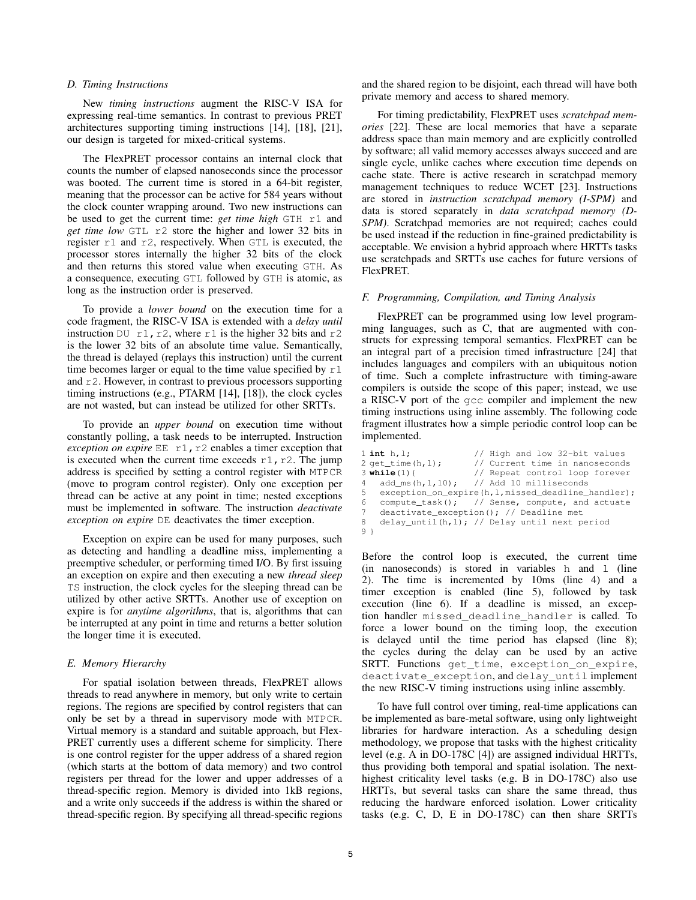### D. Timing Instructions

New *timing instructions* augment the RISC-V ISA for expressing real-time semantics. In contrast to previous PRET architectures supporting timing instructions [14], [18], [21], our design is targeted for mixed-critical systems.

The FlexPRET processor contains an internal clock that counts the number of elapsed nanoseconds since the processor was booted. The current time is stored in a 64-bit register, meaning that the processor can be active for 584 years without the clock counter wrapping around. Two new instructions can be used to get the current time: *get time high* `GTH r1` and *get time low* `GTL r2` store the higher and lower 32 bits in register `r1` and `r2`, respectively. When `GTL` is executed, the processor stores internally the higher 32 bits of the clock and then returns this stored value when executing `GTH`. As a consequence, executing `GTL` followed by `GTH` is atomic, as long as the instruction order is preserved.

To provide a *lower bound* on the execution time for a code fragment, the RISC-V ISA is extended with a *delay until* instruction `DU r1,r2`, where `r1` is the higher 32 bits and `r2` is the lower 32 bits of an absolute time value. Semantically, the thread is delayed (replays this instruction) until the current time becomes larger or equal to the time value specified by `r1` and `r2`. However, in contrast to previous processors supporting timing instructions (e.g., PTARM [14], [18]), the clock cycles are not wasted, but can instead be utilized for other SRTTs.

To provide an *upper bound* on execution time without constantly polling, a task needs to be interrupted. Instruction *exception on expire* `EE r1,r2` enables a timer exception that is executed when the current time exceeds `r1,r2`. The jump address is specified by setting a control register with `MTPCR` (move to program control register). Only one exception per thread can be active at any point in time; nested exceptions must be implemented in software. The instruction *deactivate exception on expire* `DE` deactivates the timer exception.

Exception on expire can be used for many purposes, such as detecting and handling a deadline miss, implementing a preemptive scheduler, or performing timed I/O. By first issuing an exception on expire and then executing a new *thread sleep* `TS` instruction, the clock cycles for the sleeping thread can be utilized by other active SRTTs. Another use of exception on expire is for *anytime algorithms*, that is, algorithms that can be interrupted at any point in time and returns a better solution the longer time it is executed.

### E. Memory Hierarchy

For spatial isolation between threads, FlexPRET allows threads to read anywhere in memory, but only write to certain regions. The regions are specified by control registers that can only be set by a thread in supervisory mode with `MTPCR`. Virtual memory is a standard and suitable approach, but FlexPRET currently uses a different scheme for simplicity. There is one control register for the upper address of a shared region (which starts at the bottom of data memory) and two control registers per thread for the lower and upper addresses of a thread-specific region. Memory is divided into 1kB regions, and a write only succeeds if the address is within the shared or thread-specific region. By specifying all thread-specific regions and the shared region to be disjoint, each thread will have both private memory and access to shared memory.

For timing predictability, FlexPRET uses *scratchpad memories* [22]. These are local memories that have a separate address space than main memory and are explicitly controlled by software; all valid memory accesses always succeed and are single cycle, unlike caches where execution time depends on cache state. There is active research in scratchpad memory management techniques to reduce WCET [23]. Instructions are stored in *instruction scratchpad memory (I-SPM)* and data is stored separately in *data scratchpad memory (D-SPM)*. Scratchpad memories are not required; caches could be used instead if the reduction in fine-grained predictability is acceptable. We envision a hybrid approach where HRTTs tasks use scratchpads and SRTTs use caches for future versions of FlexPRET.

### F. Programming, Compilation, and Timing Analysis

FlexPRET can be programmed using low level programming languages, such as C, that are augmented with constructs for expressing temporal semantics. FlexPRET can be an integral part of a precision timed infrastructure [24] that includes languages and compilers with an ubiquitous notion of time. Such a complete infrastructure with timing-aware compilers is outside the scope of this paper; instead, we use a RISC-V port of the `gcc` compiler and implement the new timing instructions using inline assembly. The following code fragment illustrates how a simple periodic control loop can be implemented.

```
1 int h,l;              // High and low 32-bit values
2 get_time(h,l);        // Current time in nanoseconds
3 while(1){             // Repeat control loop forever
4   add_ms(h,l,10);     // Add 10 milliseconds
5   exception_on_expire(h,l,missed_deadline_handler);
6   compute_task();   // Sense, compute, and actuate
7   deactivate_exception(); // Deadline met
8   delay_until(h,l); // Delay until next period
9 }
```

Before the control loop is executed, the current time (in nanoseconds) is stored in variables `h` and `l` (line 2). The time is incremented by 10ms (line 4) and a timer exception is enabled (line 5), followed by task execution (line 6). If a deadline is missed, an exception handler `missed_deadline_handler` is called. To force a lower bound on the timing loop, the execution is delayed until the time period has elapsed (line 8); the cycles during the delay can be used by an active SRTT. Functions `get_time`, `exception_on_expire`, `deactivate_exception`, and `delay_until` implement the new RISC-V timing instructions using inline assembly.

To have full control over timing, real-time applications can be implemented as bare-metal software, using only lightweight libraries for hardware interaction. As a scheduling design methodology, we propose that tasks with the highest criticality level (e.g. A in DO-178C [4]) are assigned individual HRTTs, thus providing both temporal and spatial isolation. The next-highest criticality level tasks (e.g. B in DO-178C) also use HRTTs, but several tasks can share the same thread, thus reducing the hardware enforced isolation. Lower criticality tasks (e.g. C, D, E in DO-178C) can then share SRTTs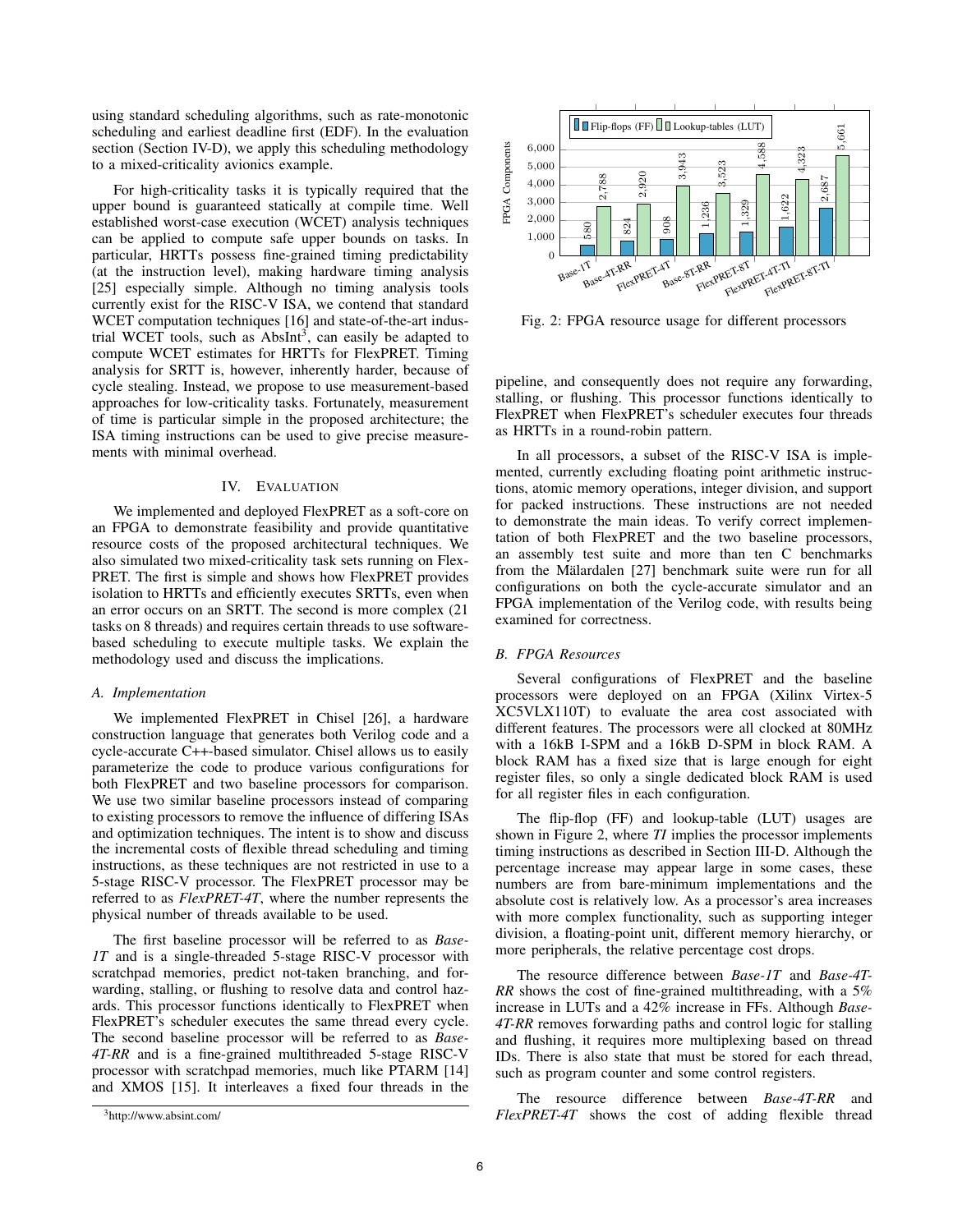using standard scheduling algorithms, such as rate-monotonic scheduling and earliest deadline first (EDF). In the evaluation section (Section IV-D), we apply this scheduling methodology to a mixed-criticality avionics example.

For high-criticality tasks it is typically required that the upper bound is guaranteed statically at compile time. Well established worst-case execution (WCET) analysis techniques can be applied to compute safe upper bounds on tasks. In particular, HRTTs possess fine-grained timing predictability (at the instruction level), making hardware timing analysis [25] especially simple. Although no timing analysis tools currently exist for the RISC-V ISA, we contend that standard WCET computation techniques [16] and state-of-the-art industrial WCET tools, such as AbsInt[3], can easily be adapted to compute WCET estimates for HRTTs for FlexPRET. Timing analysis for SRTT is, however, inherently harder, because of cycle stealing. Instead, we propose to use measurement-based approaches for low-criticality tasks. Fortunately, measurement of time is particular simple in the proposed architecture; the ISA timing instructions can be used to give precise measurements with minimal overhead.

[3]http://www.absint.com/

## IV. Evaluation

We implemented and deployed FlexPRET as a soft-core on an FPGA to demonstrate feasibility and provide quantitative resource costs of the proposed architectural techniques. We also simulated two mixed-criticality task sets running on FlexPRET. The first is simple and shows how FlexPRET provides isolation to HRTTs and efficiently executes SRTTs, even when an error occurs on an SRTT. The second is more complex (21 tasks on 8 threads) and requires certain threads to use software-based scheduling to execute multiple tasks. We explain the methodology used and discuss the implications.

### A. Implementation

We implemented FlexPRET in Chisel [26], a hardware construction language that generates both Verilog code and a cycle-accurate C++-based simulator. Chisel allows us to easily parameterize the code to produce various configurations for both FlexPRET and two baseline processors for comparison. We use two similar baseline processors instead of comparing to existing processors to remove the influence of differing ISAs and optimization techniques. The intent is to show and discuss the incremental costs of flexible thread scheduling and timing instructions, as these techniques are not restricted in use to a 5-stage RISC-V processor. The FlexPRET processor may be referred to as *FlexPRET-4T*, where the number represents the physical number of threads available to be used.

The first baseline processor will be referred to as *Base-1T* and is a single-threaded 5-stage RISC-V processor with scratchpad memories, predict not-taken branching, and forwarding, stalling, or flushing to resolve data and control hazards. This processor functions identically to FlexPRET when FlexPRET's scheduler executes the same thread every cycle. The second baseline processor will be referred to as *Base-4T-RR* and is a fine-grained multithreaded 5-stage RISC-V processor with scratchpad memories, much like PTARM [14] and XMOS [15]. It interleaves a fixed four threads in the pipeline, and consequently does not require any forwarding, stalling, or flushing. This processor functions identically to FlexPRET when FlexPRET's scheduler executes four threads as HRTTs in a round-robin pattern.

| Processor | Flip-flops (FF) | Lookup-tables (LUT) |
|---|---|---|
| Base-1T | 580 | 2,788 |
| Base-4T-RR | 824 | 2,920 |
| FlexPRET-4T | 908 | 3,943 |
| Base-8T-RR | 1,236 | 3,523 |
| FlexPRET-8T | 1,329 | 4,588 |
| FlexPRET-4T-TI | 1,622 | 4,323 |
| FlexPRET-8T-TI | 2,687 | 5,661 |

Fig. 2: FPGA resource usage for different processors

In all processors, a subset of the RISC-V ISA is implemented, currently excluding floating point arithmetic instructions, atomic memory operations, integer division, and support for packed instructions. These instructions are not needed to demonstrate the main ideas. To verify correct implementation of both FlexPRET and the two baseline processors, an assembly test suite and more than ten C benchmarks from the Mälardalen [27] benchmark suite were run for all configurations on both the cycle-accurate simulator and an FPGA implementation of the Verilog code, with results being examined for correctness.

### B. FPGA Resources

Several configurations of FlexPRET and the baseline processors were deployed on an FPGA (Xilinx Virtex-5 XC5VLX110T) to evaluate the area cost associated with different features. The processors were all clocked at 80MHz with a 16kB I-SPM and a 16kB D-SPM in block RAM. A block RAM has a fixed size that is large enough for eight register files, so only a single dedicated block RAM is used for all register files in each configuration.

The flip-flop (FF) and lookup-table (LUT) usages are shown in Figure 2, where *TI* implies the processor implements timing instructions as described in Section III-D. Although the percentage increase may appear large in some cases, these numbers are from bare-minimum implementations and the absolute cost is relatively low. As a processor's area increases with more complex functionality, such as supporting integer division, a floating-point unit, different memory hierarchy, or more peripherals, the relative percentage cost drops.

The resource difference between *Base-1T* and *Base-4T-RR* shows the cost of fine-grained multithreading, with a 5% increase in LUTs and a 42% increase in FFs. Although *Base-4T-RR* removes forwarding paths and control logic for stalling and flushing, it requires more multiplexing based on thread IDs. There is also state that must be stored for each thread, such as program counter and some control registers.

The resource difference between *Base-4T-RR* and *FlexPRET-4T* shows the cost of adding flexible thread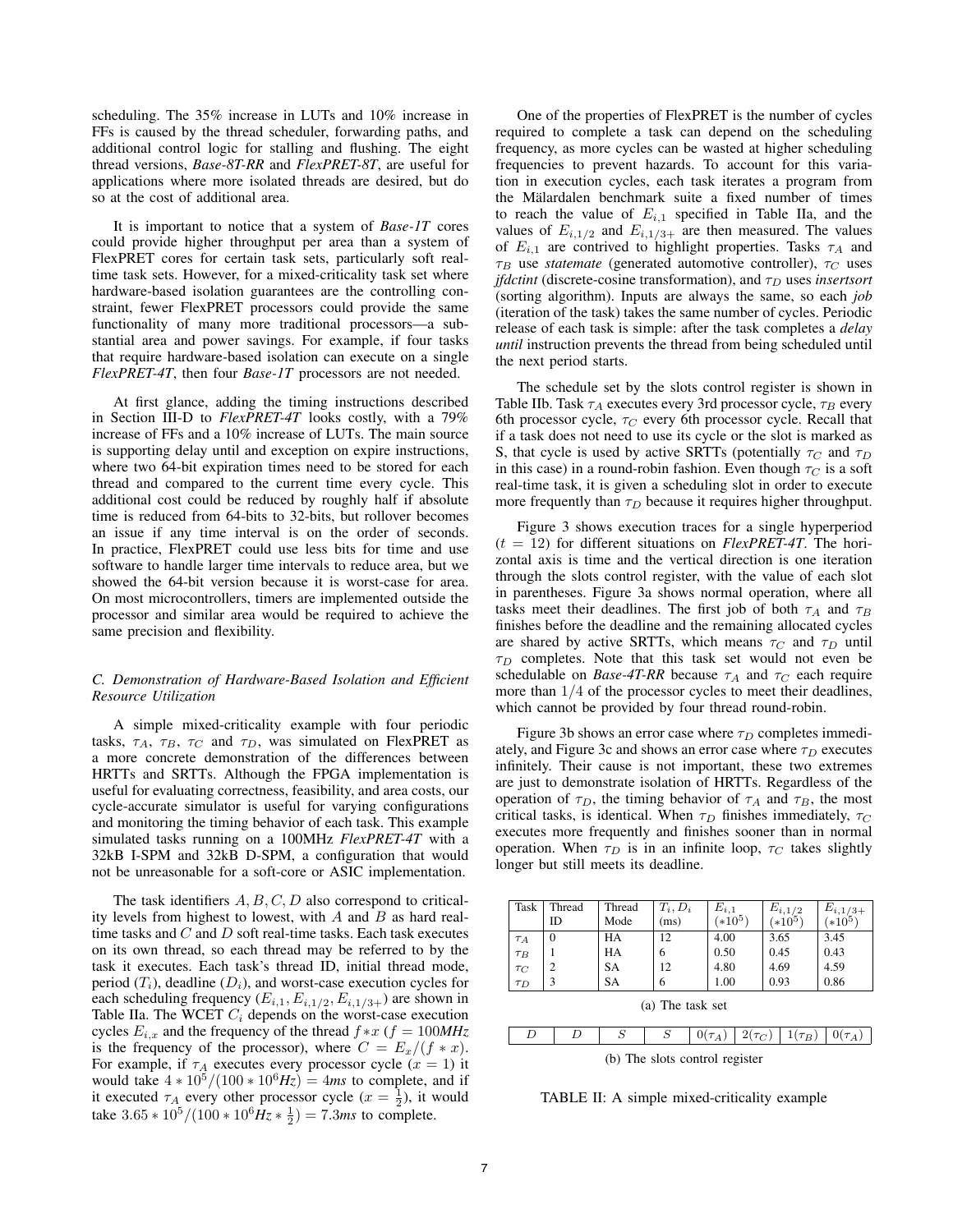scheduling. The 35% increase in LUTs and 10% increase in FFs is caused by the thread scheduler, forwarding paths, and additional control logic for stalling and flushing. The eight thread versions, *Base-8T-RR* and *FlexPRET-8T*, are useful for applications where more isolated threads are desired, but do so at the cost of additional area.

It is important to notice that a system of *Base-1T* cores could provide higher throughput per area than a system of FlexPRET cores for certain task sets, particularly soft real-time task sets. However, for a mixed-criticality task set where hardware-based isolation guarantees are the controlling constraint, fewer FlexPRET processors could provide the same functionality of many more traditional processors—a substantial area and power savings. For example, if four tasks that require hardware-based isolation can execute on a single *FlexPRET-4T*, then four *Base-1T* processors are not needed.

At first glance, adding the timing instructions described in Section III-D to *FlexPRET-4T* looks costly, with a 79% increase of FFs and a 10% increase of LUTs. The main source is supporting delay until and exception on expire instructions, where two 64-bit expiration times need to be stored for each thread and compared to the current time every cycle. This additional cost could be reduced by roughly half if absolute time is reduced from 64-bits to 32-bits, but rollover becomes an issue if any time interval is on the order of seconds. In practice, FlexPRET could use less bits for time and use software to handle larger time intervals to reduce area, but we showed the 64-bit version because it is worst-case for area. On most microcontrollers, timers are implemented outside the processor and similar area would be required to achieve the same precision and flexibility.

### C. Demonstration of Hardware-Based Isolation and Efficient Resource Utilization

A simple mixed-criticality example with four periodic tasks, $\tau_A$, $\tau_B$, $\tau_C$ and $\tau_D$, was simulated on FlexPRET as a more concrete demonstration of the differences between HRTTs and SRTTs. Although the FPGA implementation is useful for evaluating correctness, feasibility, and area costs, our cycle-accurate simulator is useful for varying configurations and monitoring the timing behavior of each task. This example simulated tasks running on a 100MHz *FlexPRET-4T* with a 32kB I-SPM and 32kB D-SPM, a configuration that would not be unreasonable for a soft-core or ASIC implementation.

The task identifiers $A, B, C, D$ also correspond to criticality levels from highest to lowest, with $A$ and $B$ as hard real-time tasks and $C$ and $D$ soft real-time tasks. Each task executes on its own thread, so each thread may be referred to by the task it executes. Each task's thread ID, initial thread mode, period ($T_i$), deadline ($D_i$), and worst-case execution cycles for each scheduling frequency ($E_{i,1}, E_{i,1/2}, E_{i,1/3+}$) are shown in Table IIa. The WCET $C_i$ depends on the worst-case execution cycles $E_{i,x}$ and the frequency of the thread $f*x$ ($f = 100MHz$ is the frequency of the processor), where $C = E_x/(f*x)$. For example, if $\tau_A$ executes every processor cycle ($x = 1$) it would take $4*10^5/(100*10^6Hz) = 4ms$ to complete, and if it executed $\tau_A$ every other processor cycle ($x = \frac{1}{2}$), it would take $3.65*10^5/(100*10^6Hz*\frac{1}{2}) = 7.3ms$ to complete.

One of the properties of FlexPRET is the number of cycles required to complete a task can depend on the scheduling frequency, as more cycles can be wasted at higher scheduling frequencies to prevent hazards. To account for this variation in execution cycles, each task iterates a program from the Mälardalen benchmark suite a fixed number of times to reach the value of $E_{i,1}$ specified in Table IIa, and the values of $E_{i,1/2}$ and $E_{i,1/3+}$ are then measured. The values of $E_{i,1}$ are contrived to highlight properties. Tasks $\tau_A$ and $\tau_B$ use *statemate* (generated automotive controller), $\tau_C$ uses *jfdctint* (discrete-cosine transformation), and $\tau_D$ uses *insertsort* (sorting algorithm). Inputs are always the same, so each *job* (iteration of the task) takes the same number of cycles. Periodic release of each task is simple: after the task completes a *delay until* instruction prevents the thread from being scheduled until the next period starts.

The schedule set by the slots control register is shown in Table IIb. Task $\tau_A$ executes every 3rd processor cycle, $\tau_B$ every 6th processor cycle, $\tau_C$ every 6th processor cycle. Recall that if a task does not need to use its cycle or the slot is marked as S, that cycle is used by active SRTTs (potentially $\tau_C$ and $\tau_D$ in this case) in a round-robin fashion. Even though $\tau_C$ is a soft real-time task, it is given a scheduling slot in order to execute more frequently than $\tau_D$ because it requires higher throughput.

Figure 3 shows execution traces for a single hyperperiod ($t = 12$) for different situations on *FlexPRET-4T*. The horizontal axis is time and the vertical direction is one iteration through the slots control register, with the value of each slot in parentheses. Figure 3a shows normal operation, where all tasks meet their deadlines. The first job of both $\tau_A$ and $\tau_B$ finishes before the deadline and the remaining allocated cycles are shared by active SRTTs, which means $\tau_C$ and $\tau_D$ until $\tau_D$ completes. Note that this task set would not even be schedulable on *Base-4T-RR* because $\tau_A$ and $\tau_C$ each require more than $1/4$ of the processor cycles to meet their deadlines, which cannot be provided by four thread round-robin.

Figure 3b shows an error case where $\tau_D$ completes immediately, and Figure 3c and shows an error case where $\tau_D$ executes infinitely. Their cause is not important, these two extremes are just to demonstrate isolation of HRTTs. Regardless of the operation of $\tau_D$, the timing behavior of $\tau_A$ and $\tau_B$, the most critical tasks, is identical. When $\tau_D$ finishes immediately, $\tau_C$ executes more frequently and finishes sooner than in normal operation. When $\tau_D$ is in an infinite loop, $\tau_C$ takes slightly longer but still meets its deadline.

| Task | Thread ID | Thread Mode | $T_i, D_i$ (ms) | $E_{i,1}$ ($*10^5$) | $E_{i,1/2}$ ($*10^5$) | $E_{i,1/3+}$ ($*10^5$) |
|---|---|---|---|---|---|---|
| $\tau_A$ | 0 | HA | 12 | 4.00 | 3.65 | 3.45 |
| $\tau_B$ | 1 | HA | 6 | 0.50 | 0.45 | 0.43 |
| $\tau_C$ | 2 | SA | 12 | 4.80 | 4.69 | 4.59 |
| $\tau_D$ | 3 | SA | 6 | 1.00 | 0.93 | 0.86 |

(a) The task set

| | | | | | | | |
|---|---|---|---|---|---|---|---|
| D | D | S | S | $0(\tau_A)$ | $2(\tau_C)$ | $1(\tau_B)$ | $0(\tau_A)$ |

(b) The slots control register

TABLE II: A simple mixed-criticality example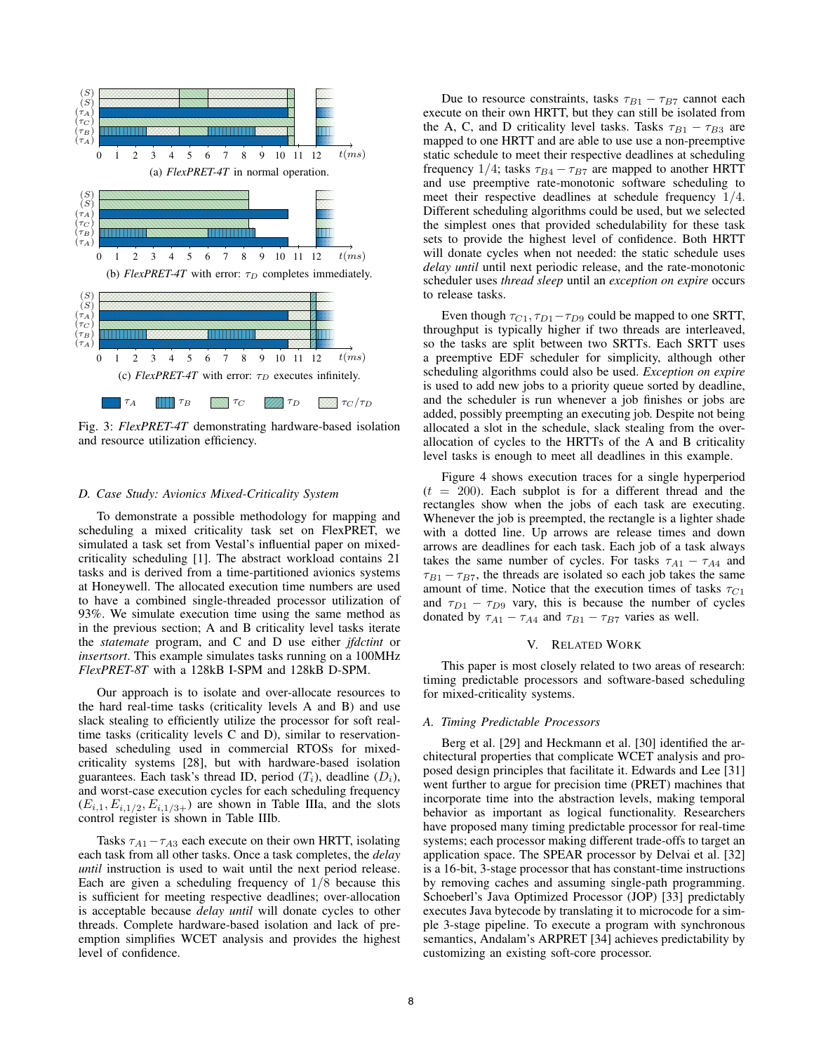(S)
(S)
($\tau_A$)
($\tau_C$)
($\tau_B$)
($\tau_A$)
0 1 2 3 4 5 6 7 8 9 10 11 12 $t(ms)$

(a) *FlexPRET-4T* in normal operation.

(S)
(S)
($\tau_A$)
($\tau_C$)
($\tau_B$)
($\tau_A$)
0 1 2 3 4 5 6 7 8 9 10 11 12 $t(ms)$

(b) *FlexPRET-4T* with error: $\tau_D$ completes immediately.

(S)
(S)
($\tau_A$)
($\tau_C$)
($\tau_B$)
($\tau_A$)
0 1 2 3 4 5 6 7 8 9 10 11 12 $t(ms)$

(c) *FlexPRET-4T* with error: $\tau_D$ executes infinitely.

$\tau_A$ $\tau_B$ $\tau_C$ $\tau_D$ $\tau_C/\tau_D$

Fig. 3: *FlexPRET-4T* demonstrating hardware-based isolation and resource utilization efficiency.

### D. Case Study: Avionics Mixed-Criticality System

To demonstrate a possible methodology for mapping and scheduling a mixed criticality task set on FlexPRET, we simulated a task set from Vestal's influential paper on mixed-criticality scheduling [1]. The abstract workload contains 21 tasks and is derived from a time-partitioned avionics systems at Honeywell. The allocated execution time numbers are used to have a combined single-threaded processor utilization of 93%. We simulate execution time using the same method as in the previous section; A and B criticality level tasks iterate the *statemate* program, and C and D use either *jfdctint* or *insertsort*. This example simulates tasks running on a 100MHz *FlexPRET-8T* with a 128kB I-SPM and 128kB D-SPM.

Our approach is to isolate and over-allocate resources to the hard real-time tasks (criticality levels A and B) and use slack stealing to efficiently utilize the processor for soft real-time tasks (criticality levels C and D), similar to reservation-based scheduling used in commercial RTOSs for mixed-criticality systems [28], but with hardware-based isolation guarantees. Each task's thread ID, period ($T_i$), deadline ($D_i$), and worst-case execution cycles for each scheduling frequency ($E_{i,1}, E_{i,1/2}, E_{i,1/3+}$) are shown in Table IIIa, and the slots control register is shown in Table IIIb.

Tasks $\tau_{A1} - \tau_{A3}$ each execute on their own HRTT, isolating each task from all other tasks. Once a task completes, the *delay until* instruction is used to wait until the next period release. Each are given a scheduling frequency of $1/8$ because this is sufficient for meeting respective deadlines; over-allocation is acceptable because *delay until* will donate cycles to other threads. Complete hardware-based isolation and lack of preemption simplifies WCET analysis and provides the highest level of confidence.

Due to resource constraints, tasks $\tau_{B1} - \tau_{B7}$ cannot each execute on their own HRTT, but they can still be isolated from the A, C, and D criticality level tasks. Tasks $\tau_{B1} - \tau_{B3}$ are mapped to one HRTT and are able to use use a non-preemptive static schedule to meet their respective deadlines at scheduling frequency $1/4$; tasks $\tau_{B4} - \tau_{B7}$ are mapped to another HRTT and use preemptive rate-monotonic software scheduling to meet their respective deadlines at schedule frequency $1/4$. Different scheduling algorithms could be used, but we selected the simplest ones that provided schedulability for these task sets to provide the highest level of confidence. Both HRTT will donate cycles when not needed: the static schedule uses *delay until* until next periodic release, and the rate-monotonic scheduler uses *thread sleep* until an *exception on expire* occurs to release tasks.

Even though $\tau_{C1}, \tau_{D1} - \tau_{D9}$ could be mapped to one SRTT, throughput is typically higher if two threads are interleaved, so the tasks are split between two SRTTs. Each SRTT uses a preemptive EDF scheduler for simplicity, although other scheduling algorithms could also be used. *Exception on expire* is used to add new jobs to a priority queue sorted by deadline, and the scheduler is run whenever a job finishes or jobs are added, possibly preempting an executing job. Despite not being allocated a slot in the schedule, slack stealing from the over-allocation of cycles to the HRTTs of the A and B criticality level tasks is enough to meet all deadlines in this example.

Figure 4 shows execution traces for a single hyperperiod ($t = 200$). Each subplot is for a different thread and the rectangles show when the jobs of each task are executing. Whenever the job is preempted, the rectangle is a lighter shade with a dotted line. Up arrows are release times and down arrows are deadlines for each task. Each job of a task always takes the same number of cycles. For tasks $\tau_{A1} - \tau_{A4}$ and $\tau_{B1} - \tau_{B7}$, the threads are isolated so each job takes the same amount of time. Notice that the execution times of tasks $\tau_{C1}$ and $\tau_{D1} - \tau_{D9}$ vary, this is because the number of cycles donated by $\tau_{A1} - \tau_{A4}$ and $\tau_{B1} - \tau_{B7}$ varies as well.

## V. Related Work

This paper is most closely related to two areas of research: timing predictable processors and software-based scheduling for mixed-criticality systems.

### A. Timing Predictable Processors

Berg et al. [29] and Heckmann et al. [30] identified the architectural properties that complicate WCET analysis and proposed design principles that facilitate it. Edwards and Lee [31] went further to argue for precision time (PRET) machines that incorporate time into the abstraction levels, making temporal behavior as important as logical functionality. Researchers have proposed many timing predictable processor for real-time systems; each processor making different trade-offs to target an application space. The SPEAR processor by Delvai et al. [32] is a 16-bit, 3-stage processor that has constant-time instructions by removing caches and assuming single-path programming. Schoeberl's Java Optimized Processor (JOP) [33] predictably executes Java bytecode by translating it to microcode for a simple 3-stage pipeline. To execute a program with synchronous semantics, Andalam's ARPRET [34] achieves predictability by customizing an existing soft-core processor.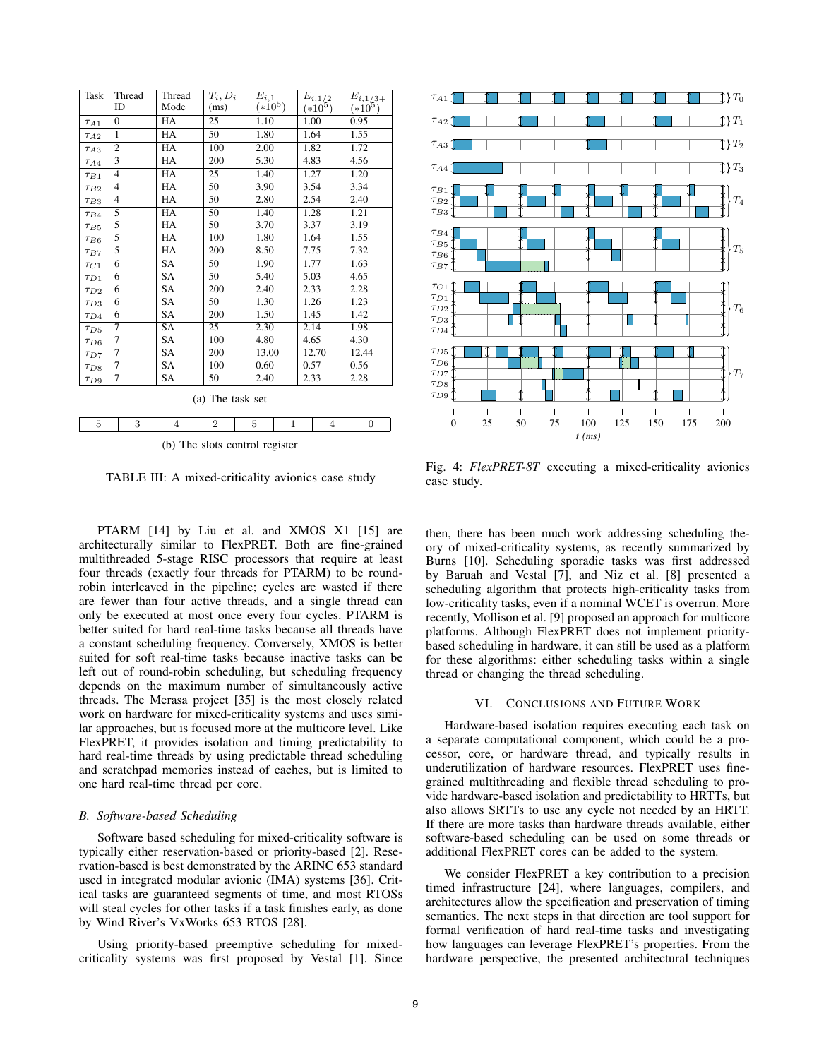| Task | Thread ID | Thread Mode | $T_i, D_i$ (ms) | $E_{i,1}$ $(*10^5)$ | $E_{i,1/2}$ $(*10^5)$ | $E_{i,1/3+}$ $(*10^5)$ |
|---|---|---|---|---|---|---|
| $\tau_{A1}$ | 0 | HA | 25 | 1.10 | 1.00 | 0.95 |
| $\tau_{A2}$ | 1 | HA | 50 | 1.80 | 1.64 | 1.55 |
| $\tau_{A3}$ | 2 | HA | 100 | 2.00 | 1.82 | 1.72 |
| $\tau_{A4}$ | 3 | HA | 200 | 5.30 | 4.83 | 4.56 |
| $\tau_{B1}$ | 4 | HA | 25 | 1.40 | 1.27 | 1.20 |
| $\tau_{B2}$ | 4 | HA | 50 | 3.90 | 3.54 | 3.34 |
| $\tau_{B3}$ | 4 | HA | 50 | 2.80 | 2.54 | 2.40 |
| $\tau_{B4}$ | 5 | HA | 50 | 1.40 | 1.28 | 1.21 |
| $\tau_{B5}$ | 5 | HA | 50 | 3.70 | 3.37 | 3.19 |
| $\tau_{B6}$ | 5 | HA | 100 | 1.80 | 1.64 | 1.55 |
| $\tau_{B7}$ | 5 | HA | 200 | 8.50 | 7.75 | 7.32 |
| $\tau_{C1}$ | 6 | SA | 50 | 1.90 | 1.77 | 1.63 |
| $\tau_{D1}$ | 6 | SA | 50 | 5.40 | 5.03 | 4.65 |
| $\tau_{D2}$ | 6 | SA | 200 | 2.40 | 2.33 | 2.28 |
| $\tau_{D3}$ | 6 | SA | 50 | 1.30 | 1.26 | 1.23 |
| $\tau_{D4}$ | 6 | SA | 200 | 1.50 | 1.45 | 1.42 |
| $\tau_{D5}$ | 7 | SA | 25 | 2.30 | 2.14 | 1.98 |
| $\tau_{D6}$ | 7 | SA | 100 | 4.80 | 4.65 | 4.30 |
| $\tau_{D7}$ | 7 | SA | 200 | 13.00 | 12.70 | 12.44 |
| $\tau_{D8}$ | 7 | SA | 100 | 0.60 | 0.57 | 0.56 |
| $\tau_{D9}$ | 7 | SA | 50 | 2.40 | 2.33 | 2.28 |

(a) The task set

| 5 | 3 | 4 | 2 | 5 | 1 | 4 | 0 |
|---|---|---|---|---|---|---|---|

(b) The slots control register

TABLE III: A mixed-criticality avionics case study

Fig. 4: *FlexPRET-8T* executing a mixed-criticality avionics case study.

PTARM [14] by Liu et al. and XMOS X1 [15] are architecturally similar to FlexPRET. Both are fine-grained multithreaded 5-stage RISC processors that require at least four threads (exactly four threads for PTARM) to be round-robin interleaved in the pipeline; cycles are wasted if there are fewer than four active threads, and a single thread can only be executed at most once every four cycles. PTARM is better suited for hard real-time tasks because all threads have a constant scheduling frequency. Conversely, XMOS is better suited for soft real-time tasks because inactive tasks can be left out of round-robin scheduling, but scheduling frequency depends on the maximum number of simultaneously active threads. The Merasa project [35] is the most closely related work on hardware for mixed-criticality systems and uses similar approaches, but is focused more at the multicore level. Like FlexPRET, it provides isolation and timing predictability to hard real-time threads by using predictable thread scheduling and scratchpad memories instead of caches, but is limited to one hard real-time thread per core.

### B. Software-based Scheduling

Software based scheduling for mixed-criticality software is typically either reservation-based or priority-based [2]. Reservation-based is best demonstrated by the ARINC 653 standard used in integrated modular avionic (IMA) systems [36]. Critical tasks are guaranteed segments of time, and most RTOSs will steal cycles for other tasks if a task finishes early, as done by Wind River's VxWorks 653 RTOS [28].

Using priority-based preemptive scheduling for mixed-criticality systems was first proposed by Vestal [1]. Since then, there has been much work addressing scheduling theory of mixed-criticality systems, as recently summarized by Burns [10]. Scheduling sporadic tasks was first addressed by Baruah and Vestal [7], and Niz et al. [8] presented a scheduling algorithm that protects high-criticality tasks from low-criticality tasks, even if a nominal WCET is overrun. More recently, Mollison et al. [9] proposed an approach for multicore platforms. Although FlexPRET does not implement priority-based scheduling in hardware, it can still be used as a platform for these algorithms: either scheduling tasks within a single thread or changing the thread scheduling.

## VI. Conclusions and Future Work

Hardware-based isolation requires executing each task on a separate computational component, which could be a processor, core, or hardware thread, and typically results in underutilization of hardware resources. FlexPRET uses fine-grained multithreading and flexible thread scheduling to provide hardware-based isolation and predictability to HRTTs, but also allows SRTTs to use any cycle not needed by an HRTT. If there are more tasks than hardware threads available, either software-based scheduling can be used on some threads or additional FlexPRET cores can be added to the system.

We consider FlexPRET a key contribution to a precision timed infrastructure [24], where languages, compilers, and architectures allow the specification and preservation of timing semantics. The next steps in that direction are tool support for formal verification of hard real-time tasks and investigating how languages can leverage FlexPRET's properties. From the hardware perspective, the presented architectural techniques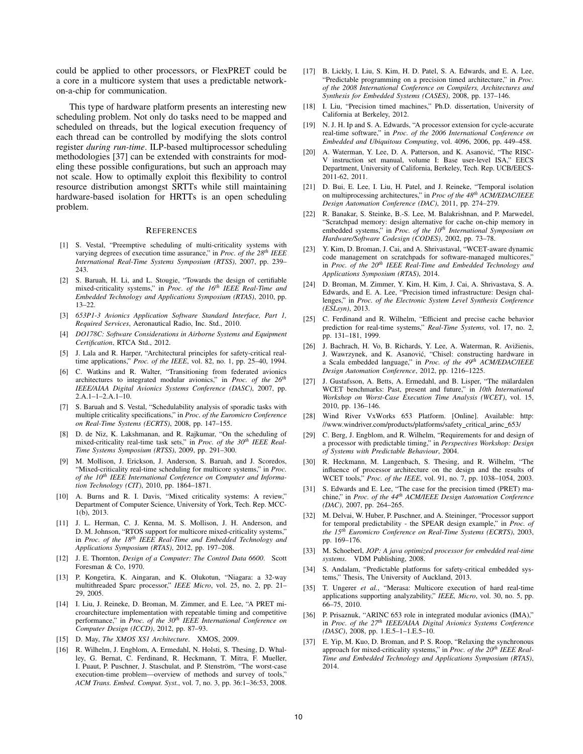could be applied to other processors, or FlexPRET could be a core in a multicore system that uses a predictable network-on-a-chip for communication.

This type of hardware platform presents an interesting new scheduling problem. Not only do tasks need to be mapped and scheduled on threads, but the logical execution frequency of each thread can be controlled by modifying the slots control register *during run-time*. ILP-based multiprocessor scheduling methodologies [37] can be extended with constraints for modeling these possible configurations, but such an approach may not scale. How to optimally exploit this flexibility to control resource distribution amongst SRTTs while still maintaining hardware-based isolation for HRTTs is an open scheduling problem.

## REFERENCES

[1] S. Vestal, "Preemptive scheduling of multi-criticality systems with varying degrees of execution time assurance," in *Proc. of the 28th IEEE International Real-Time Systems Symposium (RTSS)*, 2007, pp. 239–243.

[2] S. Baruah, H. Li, and L. Stougie, "Towards the design of certifiable mixed-criticality systems," in *Proc. of the 16th IEEE Real-Time and Embedded Technology and Applications Symposium (RTAS)*, 2010, pp. 13–22.

[3] *653P1-3 Avionics Application Software Standard Interface, Part 1, Required Services*, Aeronautical Radio, Inc. Std., 2010.

[4] *DO178C: Software Considerations in Airborne Systems and Equipment Certification*, RTCA Std., 2012.

[5] J. Lala and R. Harper, "Architectural principles for safety-critical real-time applications," *Proc. of the IEEE*, vol. 82, no. 1, pp. 25–40, 1994.

[6] C. Watkins and R. Walter, "Transitioning from federated avionics architectures to integrated modular avionics," in *Proc. of the 26th IEEE/AIAA Digital Avionics Systems Conference (DASC)*, 2007, pp. 2.A.1–1–2.A.1–10.

[7] S. Baruah and S. Vestal, "Schedulability analysis of sporadic tasks with multiple criticality specifications," in *Proc. of the Euromicro Conference on Real-Time Systems (ECRTS)*, 2008, pp. 147–155.

[8] D. de Niz, K. Lakshmanan, and R. Rajkumar, "On the scheduling of mixed-criticality real-time task sets," in *Proc. of the 30th IEEE Real-Time Systems Symposium (RTSS)*, 2009, pp. 291–300.

[9] M. Mollison, J. Erickson, J. Anderson, S. Baruah, and J. Scoredos, "Mixed-criticality real-time scheduling for multicore systems," in *Proc. of the 10th IEEE International Conference on Computer and Information Technology (CIT)*, 2010, pp. 1864–1871.

[10] A. Burns and R. I. Davis, "Mixed criticality systems: A review," Department of Computer Science, University of York, Tech. Rep. MCC-1(b), 2013.

[11] J. L. Herman, C. J. Kenna, M. S. Mollison, J. H. Anderson, and D. M. Johnson, "RTOS support for multicore mixed-criticality systems," in *Proc. of the 18th IEEE Real-Time and Embedded Technology and Applications Symposium (RTAS)*, 2012, pp. 197–208.

[12] J. E. Thornton, *Design of a Computer: The Control Data 6600*. Scott Foresman & Co, 1970.

[13] P. Kongetira, K. Aingaran, and K. Olukotun, "Niagara: a 32-way multithreaded Sparc processor," *IEEE Micro*, vol. 25, no. 2, pp. 21–29, 2005.

[14] I. Liu, J. Reineke, D. Broman, M. Zimmer, and E. Lee, "A PRET microarchitecture implementation with repeatable timing and competitive performance," in *Proc. of the 30th IEEE International Conference on Computer Design (ICCD)*, 2012, pp. 87–93.

[15] D. May, *The XMOS XS1 Architecture*. XMOS, 2009.

[16] R. Wilhelm, J. Engblom, A. Ermedahl, N. Holsti, S. Thesing, D. Whalley, G. Bernat, C. Ferdinand, R. Heckmann, T. Mitra, F. Mueller, I. Puaut, P. Puschner, J. Staschulat, and P. Stenström, "The worst-case execution-time problem—overview of methods and survey of tools," *ACM Trans. Embed. Comput. Syst.*, vol. 7, no. 3, pp. 36:1–36:53, 2008.

[17] B. Lickly, I. Liu, S. Kim, H. D. Patel, S. A. Edwards, and E. A. Lee, "Predictable programming on a precision timed architecture," in *Proc. of the 2008 International Conference on Compilers, Architectures and Synthesis for Embedded Systems (CASES)*, 2008, pp. 137–146.

[18] I. Liu, "Precision timed machines," Ph.D. dissertation, University of California at Berkeley, 2012.

[19] N. J. H. Ip and S. A. Edwards, "A processor extension for cycle-accurate real-time software," in *Proc. of the 2006 International Conference on Embedded and Ubiquitous Computing*, vol. 4096, 2006, pp. 449–458.

[20] A. Waterman, Y. Lee, D. A. Patterson, and K. Asanović, "The RISC-V instruction set manual, volume I: Base user-level ISA," EECS Department, University of California, Berkeley, Tech. Rep. UCB/EECS-2011-62, 2011.

[21] D. Bui, E. Lee, I. Liu, H. Patel, and J. Reineke, "Temporal isolation on multiprocessing architectures," in *Proc of the 48th ACM/EDAC/IEEE Design Automation Conference (DAC)*, 2011, pp. 274–279.

[22] R. Banakar, S. Steinke, B.-S. Lee, M. Balakrishnan, and P. Marwedel, "Scratchpad memory: design alternative for cache on-chip memory in embedded systems," in *Proc. of the 10th International Symposium on Hardware/Software Codesign (CODES)*, 2002, pp. 73–78.

[23] Y. Kim, D. Broman, J. Cai, and A. Shrivastaval, "WCET-aware dynamic code management on scratchpads for software-managed multicores," in *Proc. of the 20th IEEE Real-Time and Embedded Technology and Applications Symposium (RTAS)*, 2014.

[24] D. Broman, M. Zimmer, Y. Kim, H. Kim, J. Cai, A. Shrivastava, S. A. Edwards, and E. A. Lee, "Precision timed infrastructure: Design challenges," in *Proc. of the Electronic System Level Synthesis Conference (ESLsyn)*, 2013.

[25] C. Ferdinand and R. Wilhelm, "Efficient and precise cache behavior prediction for real-time systems," *Real-Time Systems*, vol. 17, no. 2, pp. 131–181, 1999.

[26] J. Bachrach, H. Vo, B. Richards, Y. Lee, A. Waterman, R. Avižienis, J. Wawrzynek, and K. Asanović, "Chisel: constructing hardware in a Scala embedded language," in *Proc. of the 49th ACM/EDAC/IEEE Design Automation Conference*, 2012, pp. 1216–1225.

[27] J. Gustafsson, A. Betts, A. Ermedahl, and B. Lisper, "The mälardalen WCET benchmarks: Past, present and future," in *10th International Workshop on Worst-Case Execution Time Analysis (WCET)*, vol. 15, 2010, pp. 136–146.

[28] Wind River VxWorks 653 Platform. [Online]. Available: http://www.windriver.com/products/platforms/safety_critical_arinc_653/

[29] C. Berg, J. Engblom, and R. Wilhelm, "Requirements for and design of a processor with predictable timing," in *Perspectives Workshop: Design of Systems with Predictable Behaviour*, 2004.

[30] R. Heckmann, M. Langenbach, S. Thesing, and R. Wilhelm, "The influence of processor architecture on the design and the results of WCET tools," *Proc. of the IEEE*, vol. 91, no. 7, pp. 1038–1054, 2003.

[31] S. Edwards and E. Lee, "The case for the precision timed (PRET) machine," in *Proc. of the 44th ACM/IEEE Design Automation Conference (DAC)*, 2007, pp. 264–265.

[32] M. Delvai, W. Huber, P. Puschner, and A. Steininger, "Processor support for temporal predictability - the SPEAR design example," in *Proc. of the 15th Euromicro Conference on Real-Time Systems (ECRTS)*, 2003, pp. 169–176.

[33] M. Schoeberl, *JOP: A java optimized processor for embedded real-time systems*. VDM Publishing, 2008.

[34] S. Andalam, "Predictable platforms for safety-critical embedded systems," Thesis, The University of Auckland, 2013.

[35] T. Ungerer *et al.*, "Merasa: Multicore execution of hard real-time applications supporting analyzability," *IEEE, Micro*, vol. 30, no. 5, pp. 66–75, 2010.

[36] P. Prisaznuk, "ARINC 653 role in integrated modular avionics (IMA)," in *Proc. of the 27th IEEE/AIAA Digital Avionics Systems Conference (DASC)*, 2008, pp. 1.E.5–1–1.E.5–10.

[37] E. Yip, M. Kuo, D. Broman, and P. S. Roop, "Relaxing the synchronous approach for mixed-criticality systems," in *Proc. of the 20th IEEE Real-Time and Embedded Technology and Applications Symposium (RTAS)*, 2014.